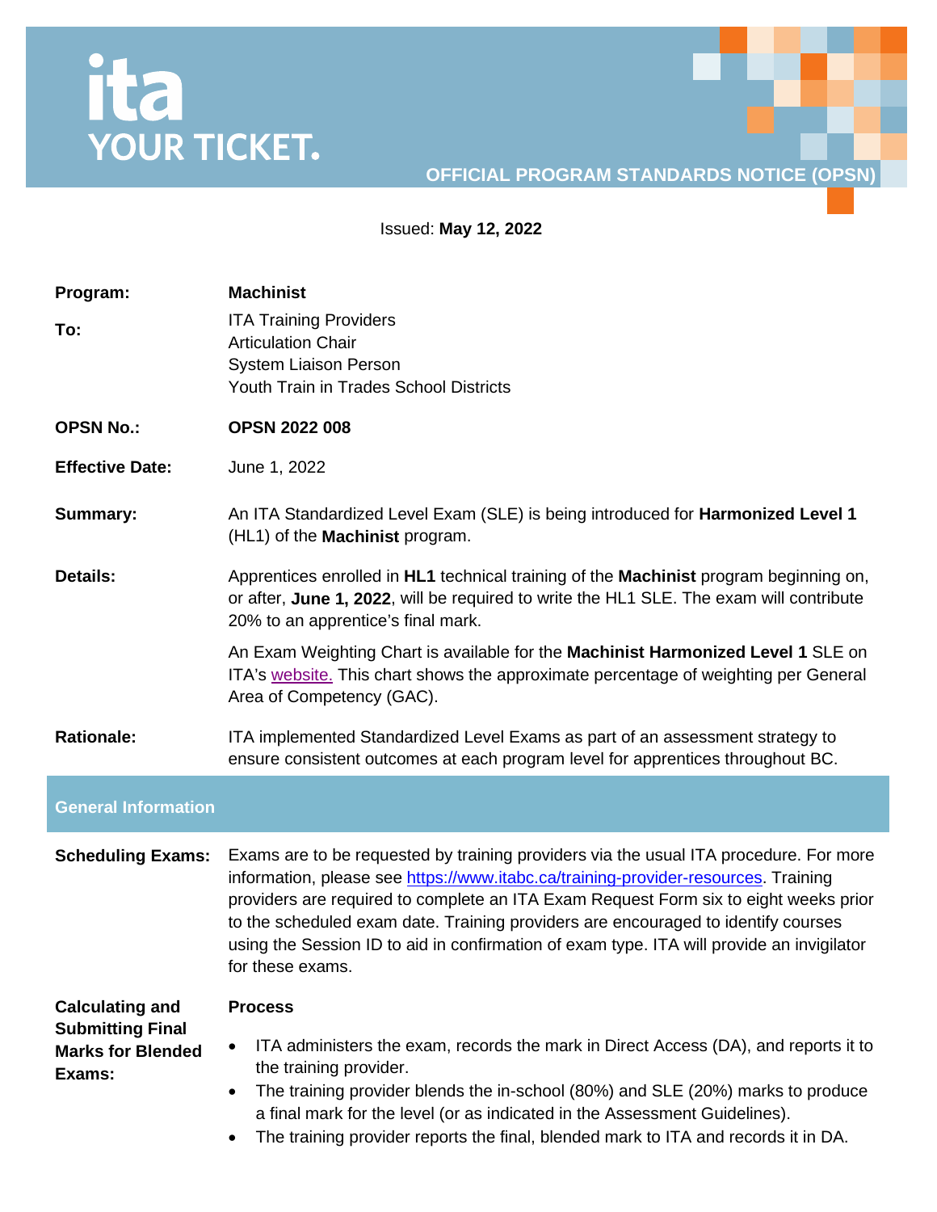ita
YOUR TICKET.

**OFFICIAL PROGRAM STANDARDS NOTICE (OPSN)**

Issued: **May 12, 2022**

**Program:** **Machinist**

**To:** ITA Training Providers
Articulation Chair
System Liaison Person
Youth Train in Trades School Districts

**OPSN No.:** **OPSN 2022 008**

**Effective Date:** June 1, 2022

**Summary:** An ITA Standardized Level Exam (SLE) is being introduced for **Harmonized Level 1** (HL1) of the **Machinist** program.

**Details:** Apprentices enrolled in **HL1** technical training of the **Machinist** program beginning on, or after, **June 1, 2022**, will be required to write the HL1 SLE. The exam will contribute 20% to an apprentice's final mark.

An Exam Weighting Chart is available for the **Machinist Harmonized Level 1** SLE on ITA's website. This chart shows the approximate percentage of weighting per General Area of Competency (GAC).

**Rationale:** ITA implemented Standardized Level Exams as part of an assessment strategy to ensure consistent outcomes at each program level for apprentices throughout BC.

## General Information

**Scheduling Exams:** Exams are to be requested by training providers via the usual ITA procedure. For more information, please see https://www.itabc.ca/training-provider-resources. Training providers are required to complete an ITA Exam Request Form six to eight weeks prior to the scheduled exam date. Training providers are encouraged to identify courses using the Session ID to aid in confirmation of exam type. ITA will provide an invigilator for these exams.

**Calculating and Submitting Final Marks for Blended Exams:**

**Process**

- ITA administers the exam, records the mark in Direct Access (DA), and reports it to the training provider.
- The training provider blends the in-school (80%) and SLE (20%) marks to produce a final mark for the level (or as indicated in the Assessment Guidelines).
- The training provider reports the final, blended mark to ITA and records it in DA.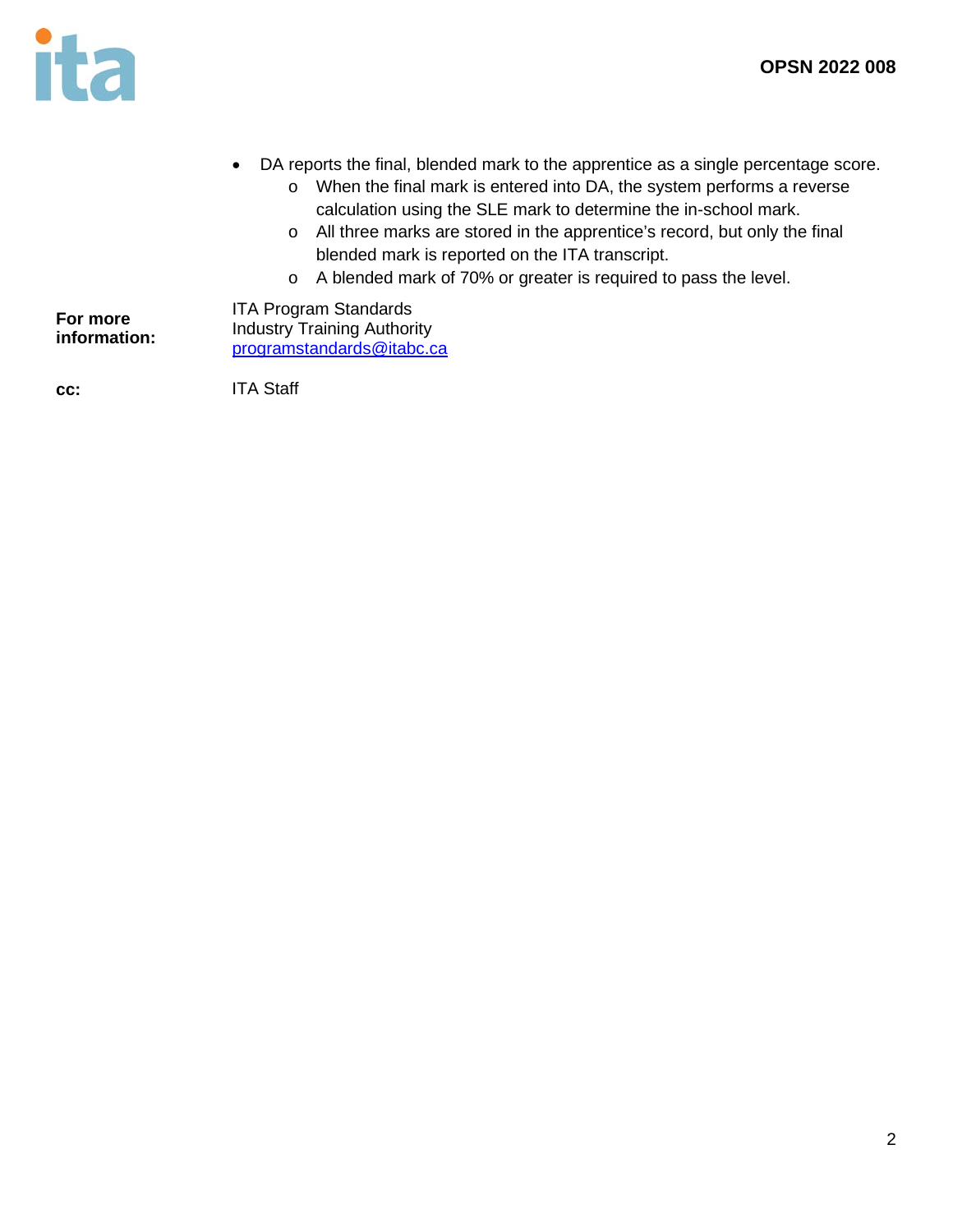- DA reports the final, blended mark to the apprentice as a single percentage score.
  - When the final mark is entered into DA, the system performs a reverse calculation using the SLE mark to determine the in-school mark.
  - All three marks are stored in the apprentice's record, but only the final blended mark is reported on the ITA transcript.
  - A blended mark of 70% or greater is required to pass the level.

**For more information:**

ITA Program Standards
Industry Training Authority
programstandards@itabc.ca

**cc:** ITA Staff